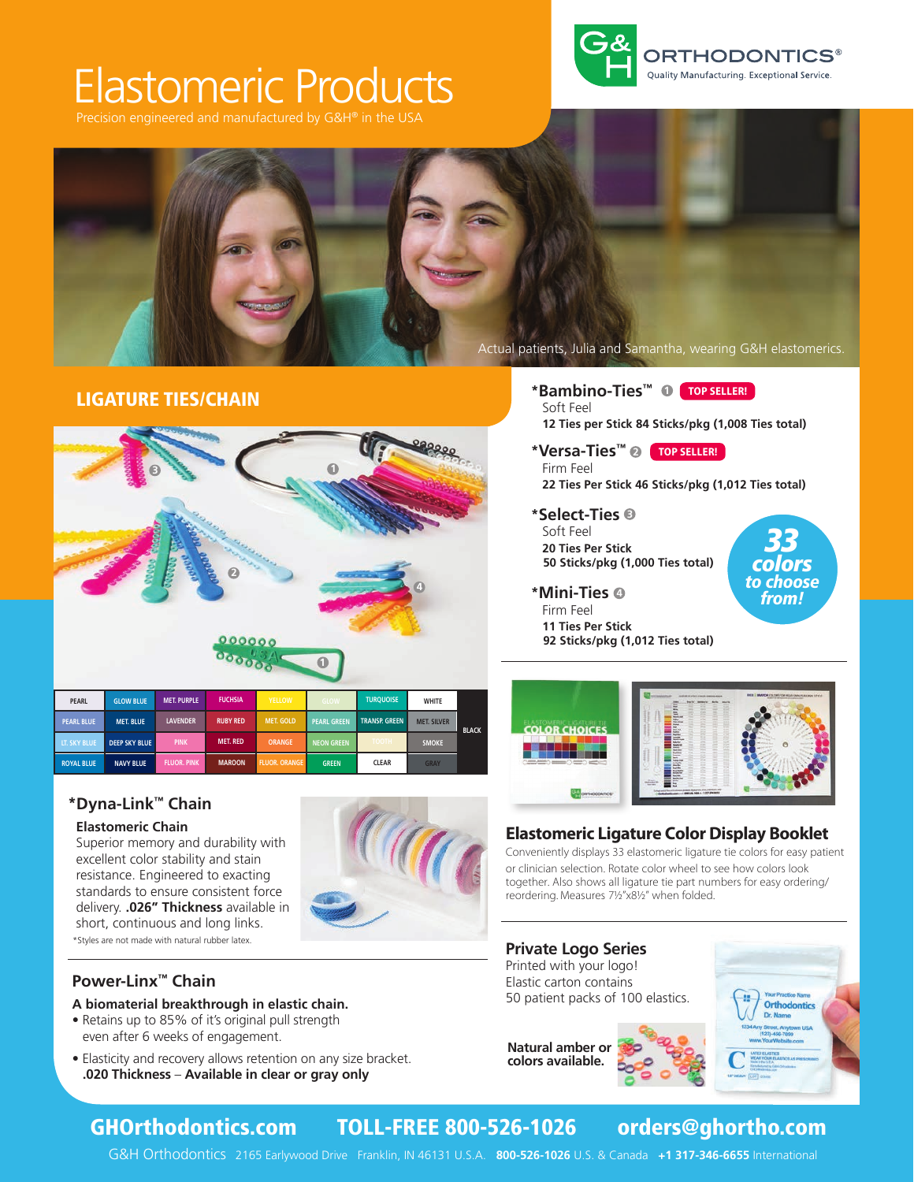# Elastomeric Products

Precision engineered and manufactured by G&H® in the USA

G&H ORTHODONTICS®
Quality Manufacturing. Exceptional Service.

Actual patients, Julia and Samantha, wearing G&H elastomerics.

## LIGATURE TIES/CHAIN

| PEARL | GLOW BLUE | MET. PURPLE | FUCHSIA | YELLOW | GLOW | TURQUOISE | WHITE | BLACK |
|---|---|---|---|---|---|---|---|---|
| PEARL BLUE | MET. BLUE | LAVENDER | RUBY RED | MET. GOLD | PEARL GREEN | TRANSP. GREEN | MET. SILVER | |
| LT. SKY BLUE | DEEP SKY BLUE | PINK | MET. RED | ORANGE | NEON GREEN | TOOTH | SMOKE | |
| ROYAL BLUE | NAVY BLUE | FLUOR. PINK | MAROON | FLUOR. ORANGE | GREEN | CLEAR | GRAY | |

### *Bambino-Ties™ ❶ TOP SELLER!
Soft Feel
**12 Ties per Stick 84 Sticks/pkg (1,008 Ties total)**

### *Versa-Ties™ ❷ TOP SELLER!
Firm Feel
**22 Ties Per Stick 46 Sticks/pkg (1,012 Ties total)**

### *Select-Ties ❸
Soft Feel
**20 Ties Per Stick**
**50 Sticks/pkg (1,000 Ties total)**

### *Mini-Ties ❹
Firm Feel
**11 Ties Per Stick**
**92 Sticks/pkg (1,012 Ties total)**

**33 colors to choose from!**

### *Dyna-Link™ Chain

**Elastomeric Chain**
Superior memory and durability with excellent color stability and stain resistance. Engineered to exacting standards to ensure consistent force delivery. **.026" Thickness** available in short, continuous and long links.

*Styles are not made with natural rubber latex.

### Elastomeric Ligature Color Display Booklet

Conveniently displays 33 elastomeric ligature tie colors for easy patient or clinician selection. Rotate color wheel to see how colors look together. Also shows all ligature tie part numbers for easy ordering/reordering. Measures 7½"x8½" when folded.

### Power-Linx™ Chain

**A biomaterial breakthrough in elastic chain.**

- Retains up to 85% of it's original pull strength even after 6 weeks of engagement.
- Elasticity and recovery allows retention on any size bracket.

**.020 Thickness – Available in clear or gray only**

### Private Logo Series

Printed with your logo!
Elastic carton contains
50 patient packs of 100 elastics.

**Natural amber or colors available.**

**GHOrthodontics.com TOLL-FREE 800-526-1026 orders@ghortho.com**

G&H Orthodontics 2165 Earlywood Drive Franklin, IN 46131 U.S.A. **800-526-1026** U.S. & Canada **+1 317-346-6655** International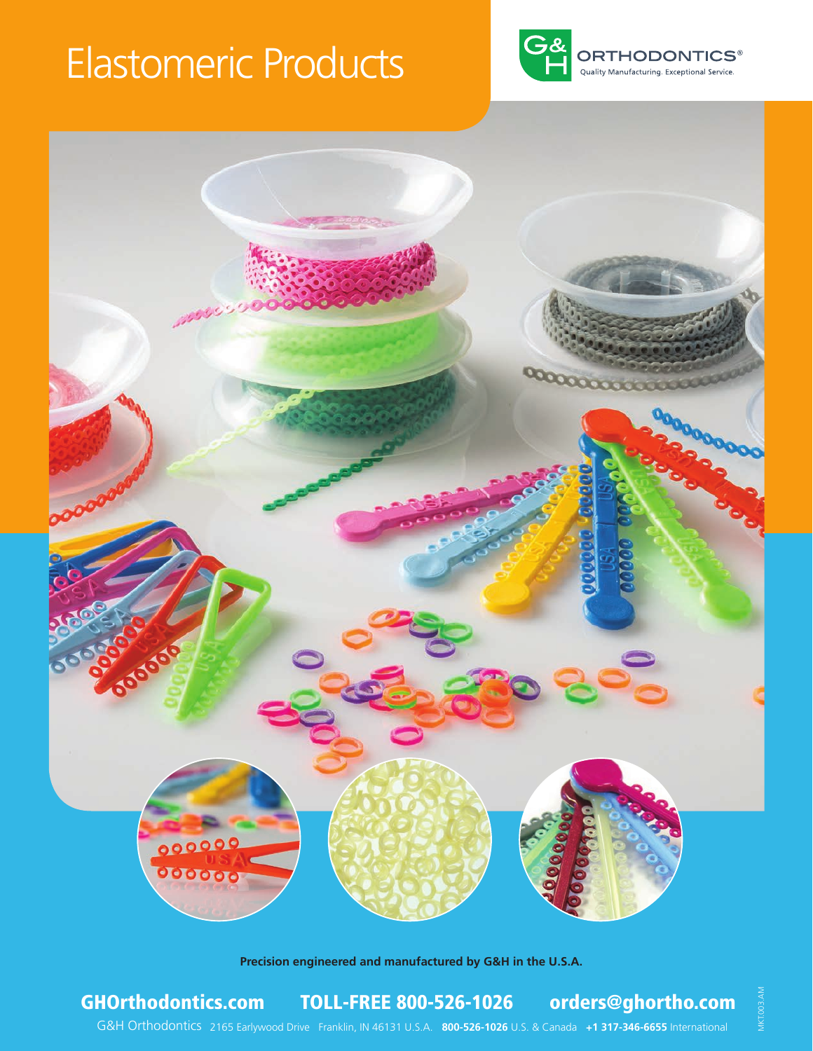# Elastomeric Products

G&H ORTHODONTICS®

Quality Manufacturing. Exceptional Service.

**Precision engineered and manufactured by G&H in the U.S.A.**

**GHOrthodontics.com** **TOLL-FREE 800-526-1026** **orders@ghortho.com**

G&H Orthodontics 2165 Earlywood Drive Franklin, IN 46131 U.S.A. **800-526-1026** U.S. & Canada **+1 317-346-6655** International

MKT.003.AM